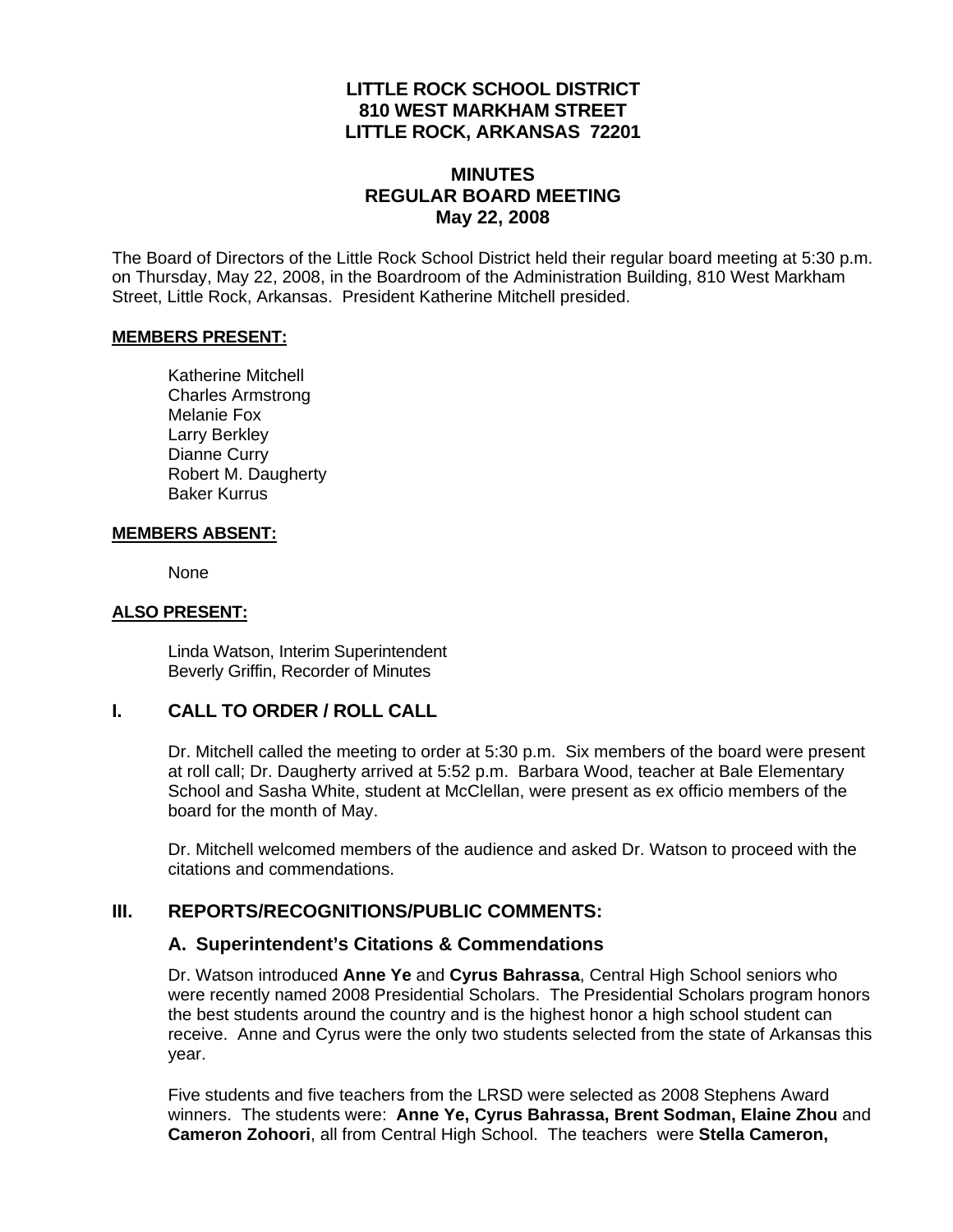# LITTLE ROCK SCHOOL DISTRICT
# 810 WEST MARKHAM STREET
# LITTLE ROCK, ARKANSAS 72201

## MINUTES
## REGULAR BOARD MEETING
## May 22, 2008

The Board of Directors of the Little Rock School District held their regular board meeting at 5:30 p.m. on Thursday, May 22, 2008, in the Boardroom of the Administration Building, 810 West Markham Street, Little Rock, Arkansas. President Katherine Mitchell presided.

**MEMBERS PRESENT:**

Katherine Mitchell
Charles Armstrong
Melanie Fox
Larry Berkley
Dianne Curry
Robert M. Daugherty
Baker Kurrus

**MEMBERS ABSENT:**

None

**ALSO PRESENT:**

Linda Watson, Interim Superintendent
Beverly Griffin, Recorder of Minutes

## I. CALL TO ORDER / ROLL CALL

Dr. Mitchell called the meeting to order at 5:30 p.m. Six members of the board were present at roll call; Dr. Daugherty arrived at 5:52 p.m. Barbara Wood, teacher at Bale Elementary School and Sasha White, student at McClellan, were present as ex officio members of the board for the month of May.

Dr. Mitchell welcomed members of the audience and asked Dr. Watson to proceed with the citations and commendations.

## III. REPORTS/RECOGNITIONS/PUBLIC COMMENTS:

### A. Superintendent's Citations & Commendations

Dr. Watson introduced **Anne Ye** and **Cyrus Bahrassa**, Central High School seniors who were recently named 2008 Presidential Scholars. The Presidential Scholars program honors the best students around the country and is the highest honor a high school student can receive. Anne and Cyrus were the only two students selected from the state of Arkansas this year.

Five students and five teachers from the LRSD were selected as 2008 Stephens Award winners. The students were: **Anne Ye, Cyrus Bahrassa, Brent Sodman, Elaine Zhou** and **Cameron Zohoori**, all from Central High School. The teachers were **Stella Cameron,**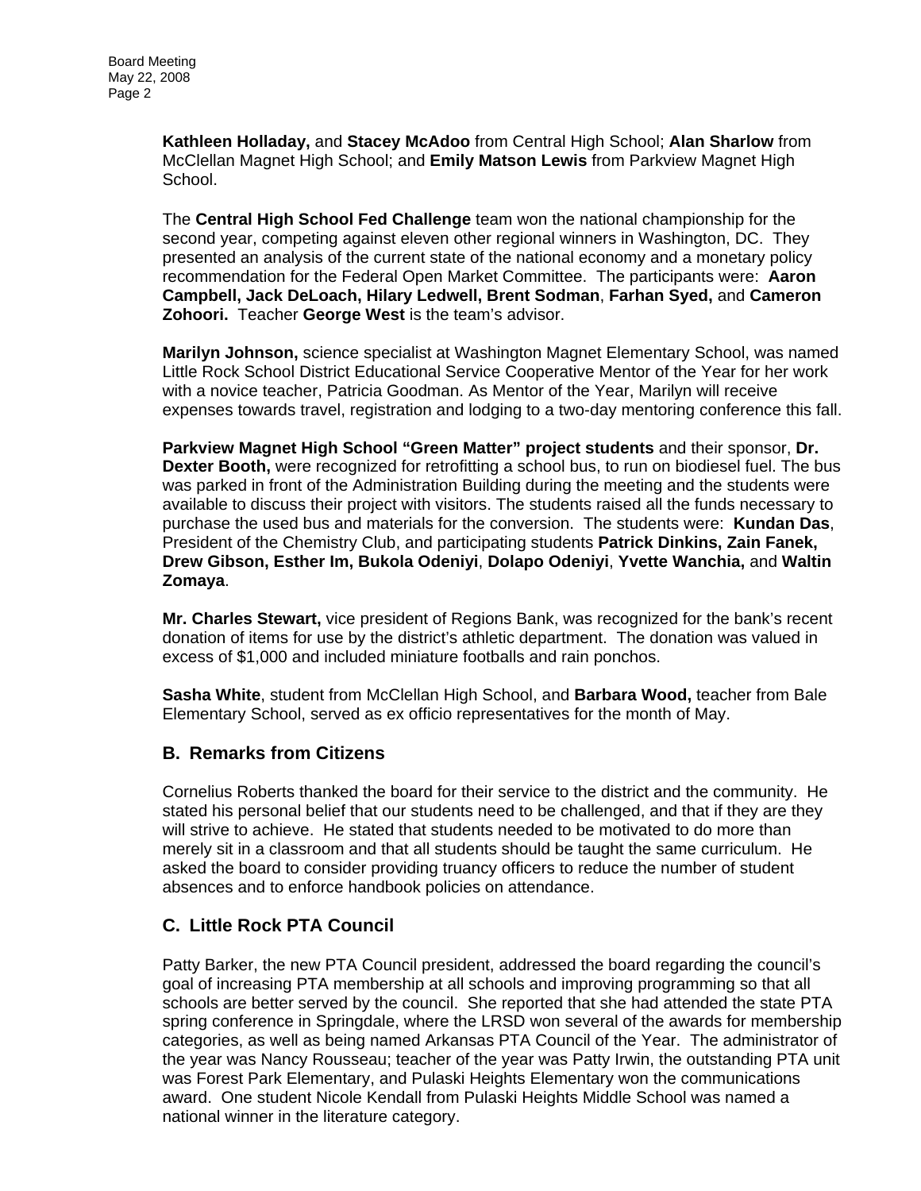**Kathleen Holladay,** and **Stacey McAdoo** from Central High School; **Alan Sharlow** from McClellan Magnet High School; and **Emily Matson Lewis** from Parkview Magnet High School.

The **Central High School Fed Challenge** team won the national championship for the second year, competing against eleven other regional winners in Washington, DC. They presented an analysis of the current state of the national economy and a monetary policy recommendation for the Federal Open Market Committee. The participants were: **Aaron Campbell, Jack DeLoach, Hilary Ledwell, Brent Sodman**, **Farhan Syed,** and **Cameron Zohoori.** Teacher **George West** is the team's advisor.

**Marilyn Johnson,** science specialist at Washington Magnet Elementary School, was named Little Rock School District Educational Service Cooperative Mentor of the Year for her work with a novice teacher, Patricia Goodman. As Mentor of the Year, Marilyn will receive expenses towards travel, registration and lodging to a two-day mentoring conference this fall.

**Parkview Magnet High School "Green Matter" project students** and their sponsor, **Dr. Dexter Booth,** were recognized for retrofitting a school bus, to run on biodiesel fuel. The bus was parked in front of the Administration Building during the meeting and the students were available to discuss their project with visitors. The students raised all the funds necessary to purchase the used bus and materials for the conversion. The students were: **Kundan Das**, President of the Chemistry Club, and participating students **Patrick Dinkins, Zain Fanek, Drew Gibson, Esther Im, Bukola Odeniyi**, **Dolapo Odeniyi**, **Yvette Wanchia,** and **Waltin Zomaya**.

**Mr. Charles Stewart,** vice president of Regions Bank, was recognized for the bank's recent donation of items for use by the district's athletic department. The donation was valued in excess of $1,000 and included miniature footballs and rain ponchos.

**Sasha White**, student from McClellan High School, and **Barbara Wood,** teacher from Bale Elementary School, served as ex officio representatives for the month of May.

## B. Remarks from Citizens

Cornelius Roberts thanked the board for their service to the district and the community. He stated his personal belief that our students need to be challenged, and that if they are they will strive to achieve. He stated that students needed to be motivated to do more than merely sit in a classroom and that all students should be taught the same curriculum. He asked the board to consider providing truancy officers to reduce the number of student absences and to enforce handbook policies on attendance.

## C. Little Rock PTA Council

Patty Barker, the new PTA Council president, addressed the board regarding the council's goal of increasing PTA membership at all schools and improving programming so that all schools are better served by the council. She reported that she had attended the state PTA spring conference in Springdale, where the LRSD won several of the awards for membership categories, as well as being named Arkansas PTA Council of the Year. The administrator of the year was Nancy Rousseau; teacher of the year was Patty Irwin, the outstanding PTA unit was Forest Park Elementary, and Pulaski Heights Elementary won the communications award. One student Nicole Kendall from Pulaski Heights Middle School was named a national winner in the literature category.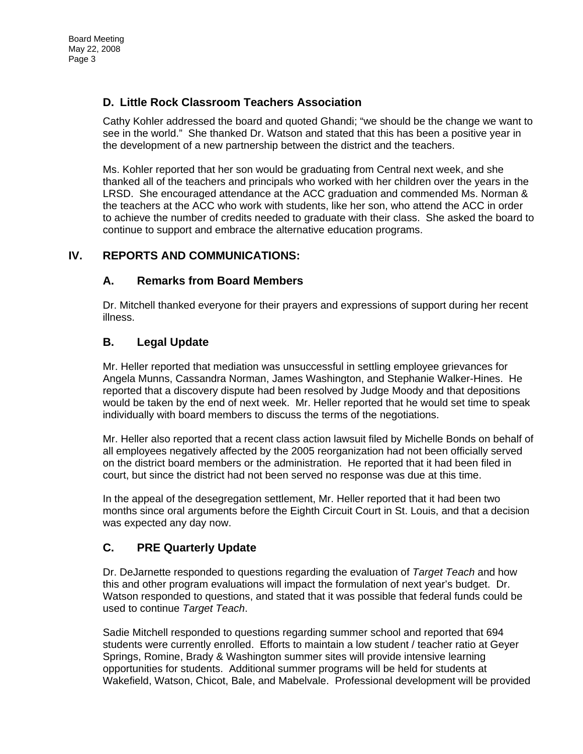### D. Little Rock Classroom Teachers Association

Cathy Kohler addressed the board and quoted Ghandi; "we should be the change we want to see in the world." She thanked Dr. Watson and stated that this has been a positive year in the development of a new partnership between the district and the teachers.

Ms. Kohler reported that her son would be graduating from Central next week, and she thanked all of the teachers and principals who worked with her children over the years in the LRSD. She encouraged attendance at the ACC graduation and commended Ms. Norman & the teachers at the ACC who work with students, like her son, who attend the ACC in order to achieve the number of credits needed to graduate with their class. She asked the board to continue to support and embrace the alternative education programs.

## IV. REPORTS AND COMMUNICATIONS:

### A. Remarks from Board Members

Dr. Mitchell thanked everyone for their prayers and expressions of support during her recent illness.

### B. Legal Update

Mr. Heller reported that mediation was unsuccessful in settling employee grievances for Angela Munns, Cassandra Norman, James Washington, and Stephanie Walker-Hines. He reported that a discovery dispute had been resolved by Judge Moody and that depositions would be taken by the end of next week. Mr. Heller reported that he would set time to speak individually with board members to discuss the terms of the negotiations.

Mr. Heller also reported that a recent class action lawsuit filed by Michelle Bonds on behalf of all employees negatively affected by the 2005 reorganization had not been officially served on the district board members or the administration. He reported that it had been filed in court, but since the district had not been served no response was due at this time.

In the appeal of the desegregation settlement, Mr. Heller reported that it had been two months since oral arguments before the Eighth Circuit Court in St. Louis, and that a decision was expected any day now.

### C. PRE Quarterly Update

Dr. DeJarnette responded to questions regarding the evaluation of *Target Teach* and how this and other program evaluations will impact the formulation of next year's budget. Dr. Watson responded to questions, and stated that it was possible that federal funds could be used to continue *Target Teach*.

Sadie Mitchell responded to questions regarding summer school and reported that 694 students were currently enrolled. Efforts to maintain a low student / teacher ratio at Geyer Springs, Romine, Brady & Washington summer sites will provide intensive learning opportunities for students. Additional summer programs will be held for students at Wakefield, Watson, Chicot, Bale, and Mabelvale. Professional development will be provided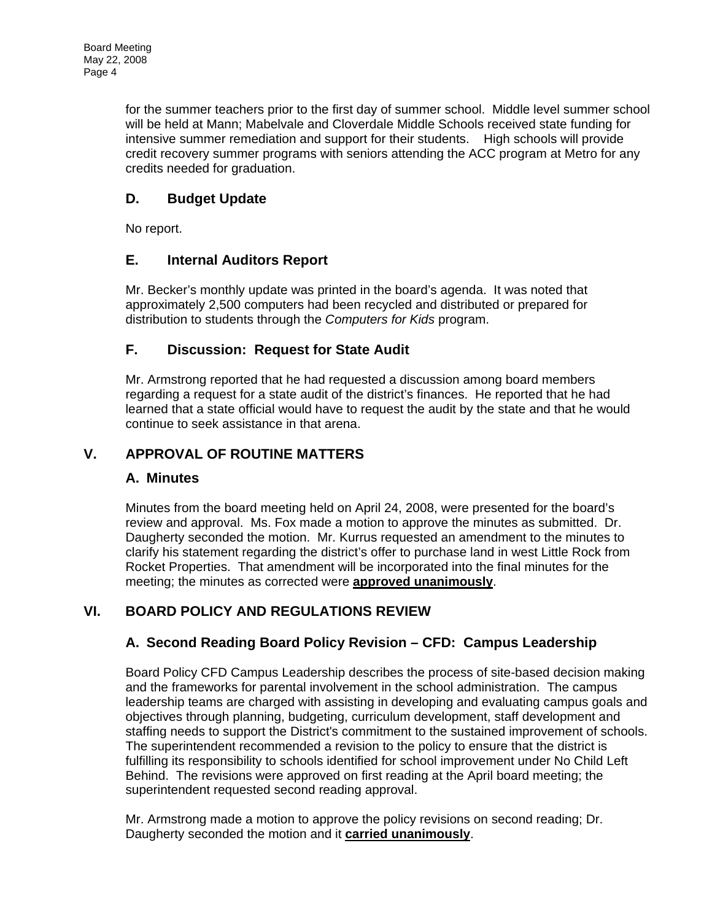for the summer teachers prior to the first day of summer school. Middle level summer school will be held at Mann; Mabelvale and Cloverdale Middle Schools received state funding for intensive summer remediation and support for their students. High schools will provide credit recovery summer programs with seniors attending the ACC program at Metro for any credits needed for graduation.

### D. Budget Update

No report.

### E. Internal Auditors Report

Mr. Becker's monthly update was printed in the board's agenda. It was noted that approximately 2,500 computers had been recycled and distributed or prepared for distribution to students through the *Computers for Kids* program.

### F. Discussion: Request for State Audit

Mr. Armstrong reported that he had requested a discussion among board members regarding a request for a state audit of the district's finances. He reported that he had learned that a state official would have to request the audit by the state and that he would continue to seek assistance in that arena.

## V. APPROVAL OF ROUTINE MATTERS

### A. Minutes

Minutes from the board meeting held on April 24, 2008, were presented for the board's review and approval. Ms. Fox made a motion to approve the minutes as submitted. Dr. Daugherty seconded the motion. Mr. Kurrus requested an amendment to the minutes to clarify his statement regarding the district's offer to purchase land in west Little Rock from Rocket Properties. That amendment will be incorporated into the final minutes for the meeting; the minutes as corrected were **approved unanimously**.

## VI. BOARD POLICY AND REGULATIONS REVIEW

### A. Second Reading Board Policy Revision – CFD: Campus Leadership

Board Policy CFD Campus Leadership describes the process of site-based decision making and the frameworks for parental involvement in the school administration. The campus leadership teams are charged with assisting in developing and evaluating campus goals and objectives through planning, budgeting, curriculum development, staff development and staffing needs to support the District's commitment to the sustained improvement of schools. The superintendent recommended a revision to the policy to ensure that the district is fulfilling its responsibility to schools identified for school improvement under No Child Left Behind. The revisions were approved on first reading at the April board meeting; the superintendent requested second reading approval.

Mr. Armstrong made a motion to approve the policy revisions on second reading; Dr. Daugherty seconded the motion and it **carried unanimously**.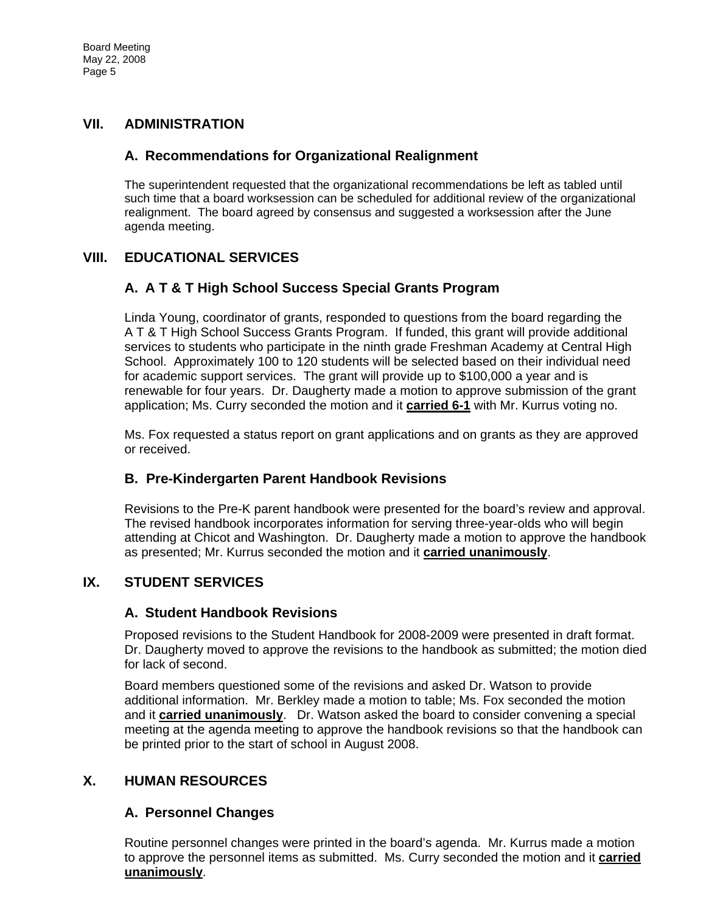## VII. ADMINISTRATION

### A. Recommendations for Organizational Realignment

The superintendent requested that the organizational recommendations be left as tabled until such time that a board worksession can be scheduled for additional review of the organizational realignment. The board agreed by consensus and suggested a worksession after the June agenda meeting.

## VIII. EDUCATIONAL SERVICES

### A. A T & T High School Success Special Grants Program

Linda Young, coordinator of grants, responded to questions from the board regarding the A T & T High School Success Grants Program. If funded, this grant will provide additional services to students who participate in the ninth grade Freshman Academy at Central High School. Approximately 100 to 120 students will be selected based on their individual need for academic support services. The grant will provide up to $100,000 a year and is renewable for four years. Dr. Daugherty made a motion to approve submission of the grant application; Ms. Curry seconded the motion and it **carried 6-1** with Mr. Kurrus voting no.

Ms. Fox requested a status report on grant applications and on grants as they are approved or received.

### B. Pre-Kindergarten Parent Handbook Revisions

Revisions to the Pre-K parent handbook were presented for the board's review and approval. The revised handbook incorporates information for serving three-year-olds who will begin attending at Chicot and Washington. Dr. Daugherty made a motion to approve the handbook as presented; Mr. Kurrus seconded the motion and it **carried unanimously**.

## IX. STUDENT SERVICES

### A. Student Handbook Revisions

Proposed revisions to the Student Handbook for 2008-2009 were presented in draft format. Dr. Daugherty moved to approve the revisions to the handbook as submitted; the motion died for lack of second.

Board members questioned some of the revisions and asked Dr. Watson to provide additional information. Mr. Berkley made a motion to table; Ms. Fox seconded the motion and it **carried unanimously**. Dr. Watson asked the board to consider convening a special meeting at the agenda meeting to approve the handbook revisions so that the handbook can be printed prior to the start of school in August 2008.

## X. HUMAN RESOURCES

### A. Personnel Changes

Routine personnel changes were printed in the board's agenda. Mr. Kurrus made a motion to approve the personnel items as submitted. Ms. Curry seconded the motion and it **carried unanimously**.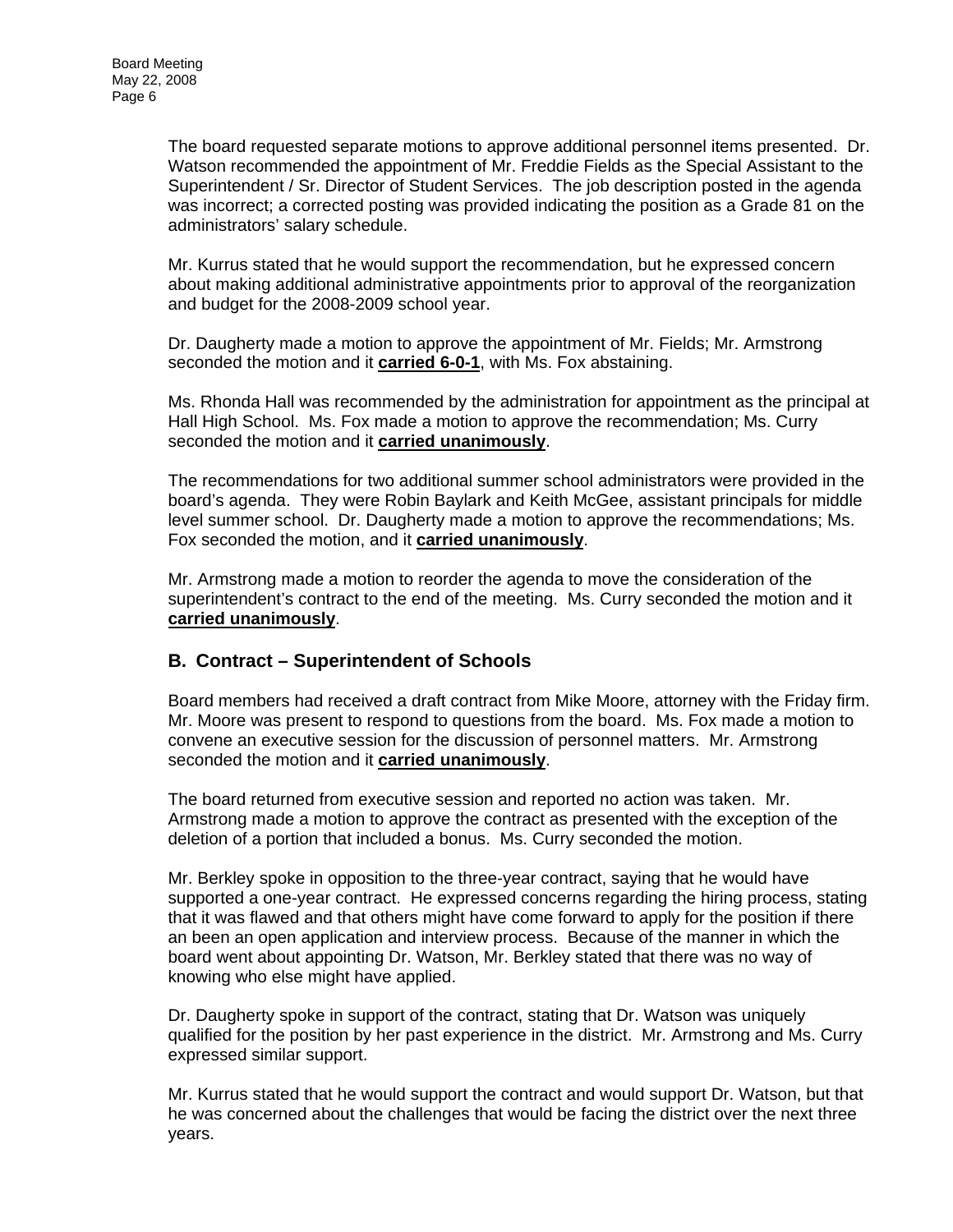The board requested separate motions to approve additional personnel items presented. Dr. Watson recommended the appointment of Mr. Freddie Fields as the Special Assistant to the Superintendent / Sr. Director of Student Services. The job description posted in the agenda was incorrect; a corrected posting was provided indicating the position as a Grade 81 on the administrators' salary schedule.

Mr. Kurrus stated that he would support the recommendation, but he expressed concern about making additional administrative appointments prior to approval of the reorganization and budget for the 2008-2009 school year.

Dr. Daugherty made a motion to approve the appointment of Mr. Fields; Mr. Armstrong seconded the motion and it **carried 6-0-1**, with Ms. Fox abstaining.

Ms. Rhonda Hall was recommended by the administration for appointment as the principal at Hall High School. Ms. Fox made a motion to approve the recommendation; Ms. Curry seconded the motion and it **carried unanimously**.

The recommendations for two additional summer school administrators were provided in the board's agenda. They were Robin Baylark and Keith McGee, assistant principals for middle level summer school. Dr. Daugherty made a motion to approve the recommendations; Ms. Fox seconded the motion, and it **carried unanimously**.

Mr. Armstrong made a motion to reorder the agenda to move the consideration of the superintendent's contract to the end of the meeting. Ms. Curry seconded the motion and it **carried unanimously**.

## B. Contract – Superintendent of Schools

Board members had received a draft contract from Mike Moore, attorney with the Friday firm. Mr. Moore was present to respond to questions from the board. Ms. Fox made a motion to convene an executive session for the discussion of personnel matters. Mr. Armstrong seconded the motion and it **carried unanimously**.

The board returned from executive session and reported no action was taken. Mr. Armstrong made a motion to approve the contract as presented with the exception of the deletion of a portion that included a bonus. Ms. Curry seconded the motion.

Mr. Berkley spoke in opposition to the three-year contract, saying that he would have supported a one-year contract. He expressed concerns regarding the hiring process, stating that it was flawed and that others might have come forward to apply for the position if there an been an open application and interview process. Because of the manner in which the board went about appointing Dr. Watson, Mr. Berkley stated that there was no way of knowing who else might have applied.

Dr. Daugherty spoke in support of the contract, stating that Dr. Watson was uniquely qualified for the position by her past experience in the district. Mr. Armstrong and Ms. Curry expressed similar support.

Mr. Kurrus stated that he would support the contract and would support Dr. Watson, but that he was concerned about the challenges that would be facing the district over the next three years.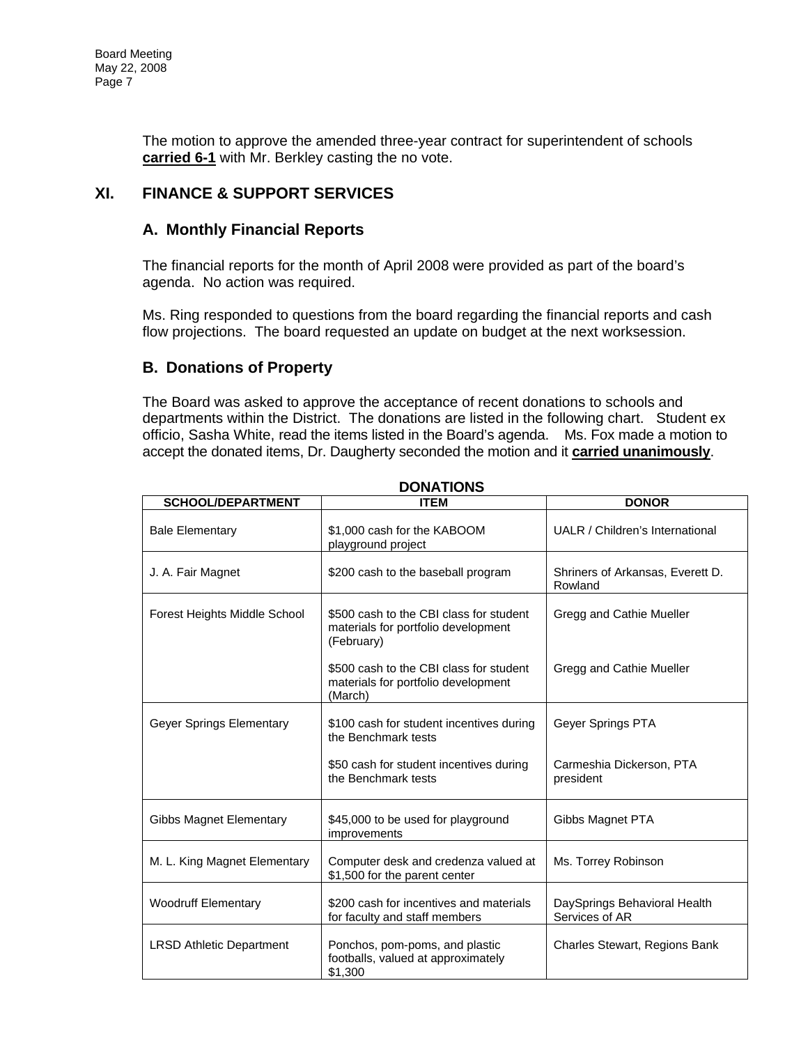The motion to approve the amended three-year contract for superintendent of schools **carried 6-1** with Mr. Berkley casting the no vote.

## XI. FINANCE & SUPPORT SERVICES

### A. Monthly Financial Reports

The financial reports for the month of April 2008 were provided as part of the board's agenda. No action was required.

Ms. Ring responded to questions from the board regarding the financial reports and cash flow projections. The board requested an update on budget at the next worksession.

### B. Donations of Property

The Board was asked to approve the acceptance of recent donations to schools and departments within the District. The donations are listed in the following chart. Student ex officio, Sasha White, read the items listed in the Board's agenda. Ms. Fox made a motion to accept the donated items, Dr. Daugherty seconded the motion and it **carried unanimously**.

**DONATIONS**

| SCHOOL/DEPARTMENT | ITEM | DONOR |
|---|---|---|
| Bale Elementary | $1,000 cash for the KABOOM playground project | UALR / Children's International |
| J. A. Fair Magnet | $200 cash to the baseball program | Shriners of Arkansas, Everett D. Rowland |
| Forest Heights Middle School | $500 cash to the CBI class for student materials for portfolio development (February) | Gregg and Cathie Mueller |
| | $500 cash to the CBI class for student materials for portfolio development (March) | Gregg and Cathie Mueller |
| Geyer Springs Elementary | $100 cash for student incentives during the Benchmark tests | Geyer Springs PTA |
| | $50 cash for student incentives during the Benchmark tests | Carmeshia Dickerson, PTA president |
| Gibbs Magnet Elementary | $45,000 to be used for playground improvements | Gibbs Magnet PTA |
| M. L. King Magnet Elementary | Computer desk and credenza valued at $1,500 for the parent center | Ms. Torrey Robinson |
| Woodruff Elementary | $200 cash for incentives and materials for faculty and staff members | DaySprings Behavioral Health Services of AR |
| LRSD Athletic Department | Ponchos, pom-poms, and plastic footballs, valued at approximately $1,300 | Charles Stewart, Regions Bank |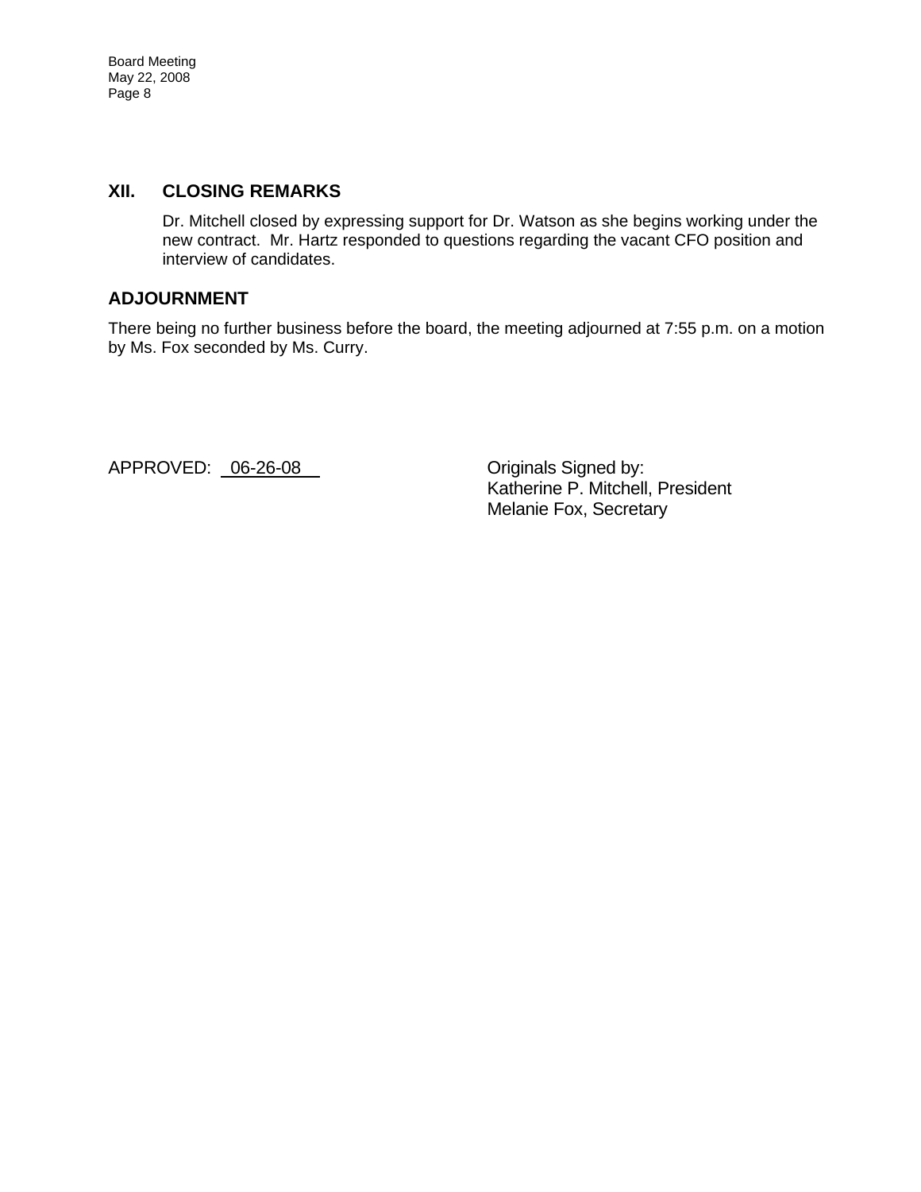## XII. CLOSING REMARKS

Dr. Mitchell closed by expressing support for Dr. Watson as she begins working under the new contract. Mr. Hartz responded to questions regarding the vacant CFO position and interview of candidates.

## ADJOURNMENT

There being no further business before the board, the meeting adjourned at 7:55 p.m. on a motion by Ms. Fox seconded by Ms. Curry.

APPROVED: 06-26-08

Originals Signed by:
Katherine P. Mitchell, President
Melanie Fox, Secretary